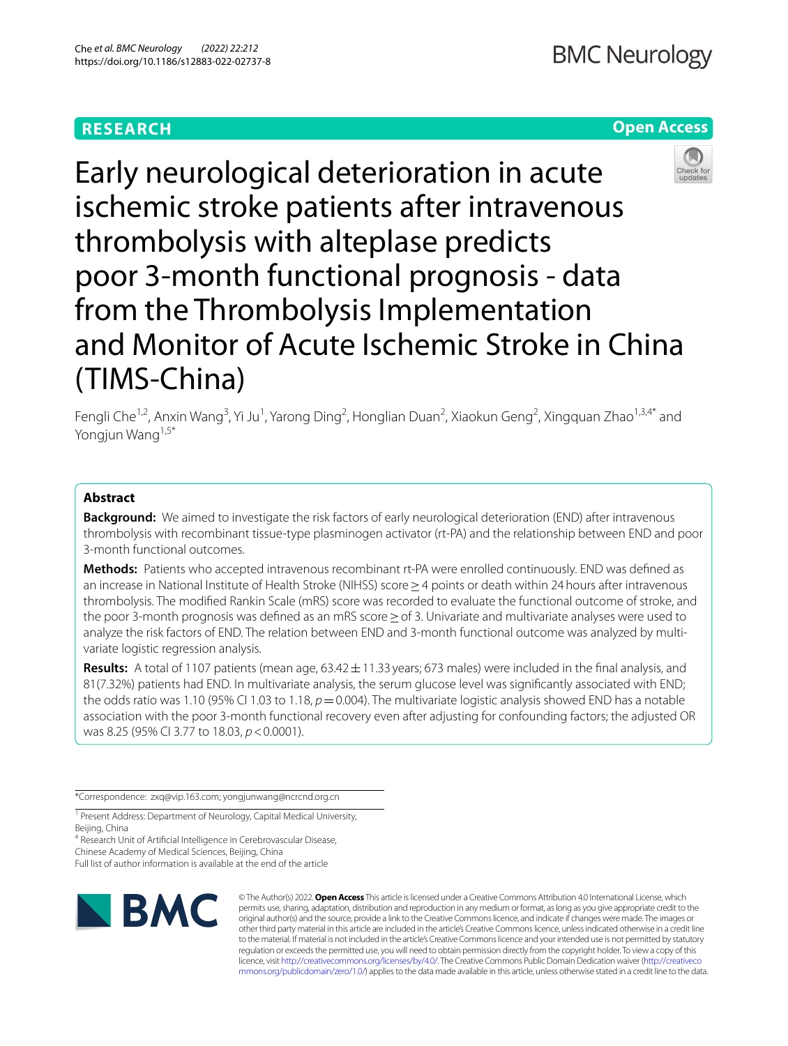RESEARCH

Open Access

# Early neurological deterioration in acute ischemic stroke patients after intravenous thrombolysis with alteplase predicts poor 3-month functional prognosis - data from the Thrombolysis Implementation and Monitor of Acute Ischemic Stroke in China (TIMS-China)

Fengli Che[1,2], Anxin Wang[3], Yi Ju[1], Yarong Ding[2], Honglian Duan[2], Xiaokun Geng[2], Xingquan Zhao[1,3,4*] and Yongjun Wang[1,5*]

## Abstract

**Background:** We aimed to investigate the risk factors of early neurological deterioration (END) after intravenous thrombolysis with recombinant tissue-type plasminogen activator (rt-PA) and the relationship between END and poor 3-month functional outcomes.

**Methods:** Patients who accepted intravenous recombinant rt-PA were enrolled continuously. END was defined as an increase in National Institute of Health Stroke (NIHSS) score ≥ 4 points or death within 24 hours after intravenous thrombolysis. The modified Rankin Scale (mRS) score was recorded to evaluate the functional outcome of stroke, and the poor 3-month prognosis was defined as an mRS score ≥ of 3. Univariate and multivariate analyses were used to analyze the risk factors of END. The relation between END and 3-month functional outcome was analyzed by multivariate logistic regression analysis.

**Results:** A total of 1107 patients (mean age, 63.42 ± 11.33 years; 673 males) were included in the final analysis, and 81(7.32%) patients had END. In multivariate analysis, the serum glucose level was significantly associated with END; the odds ratio was 1.10 (95% CI 1.03 to 1.18, $p = 0.004$). The multivariate logistic analysis showed END has a notable association with the poor 3-month functional recovery even after adjusting for confounding factors; the adjusted OR was 8.25 (95% CI 3.77 to 18.03, $p < 0.0001$).

*Correspondence: zxq@vip.163.com; yongjunwang@ncrcnd.org.cn

[1] Present Address: Department of Neurology, Capital Medical University, Beijing, China

[4] Research Unit of Artificial Intelligence in Cerebrovascular Disease, Chinese Academy of Medical Sciences, Beijing, China

Full list of author information is available at the end of the article

© The Author(s) 2022. **Open Access** This article is licensed under a Creative Commons Attribution 4.0 International License, which permits use, sharing, adaptation, distribution and reproduction in any medium or format, as long as you give appropriate credit to the original author(s) and the source, provide a link to the Creative Commons licence, and indicate if changes were made. The images or other third party material in this article are included in the article's Creative Commons licence, unless indicated otherwise in a credit line to the material. If material is not included in the article's Creative Commons licence and your intended use is not permitted by statutory regulation or exceeds the permitted use, you will need to obtain permission directly from the copyright holder. To view a copy of this licence, visit http://creativecommons.org/licenses/by/4.0/. The Creative Commons Public Domain Dedication waiver (http://creativecommons.org/publicdomain/zero/1.0/) applies to the data made available in this article, unless otherwise stated in a credit line to the data.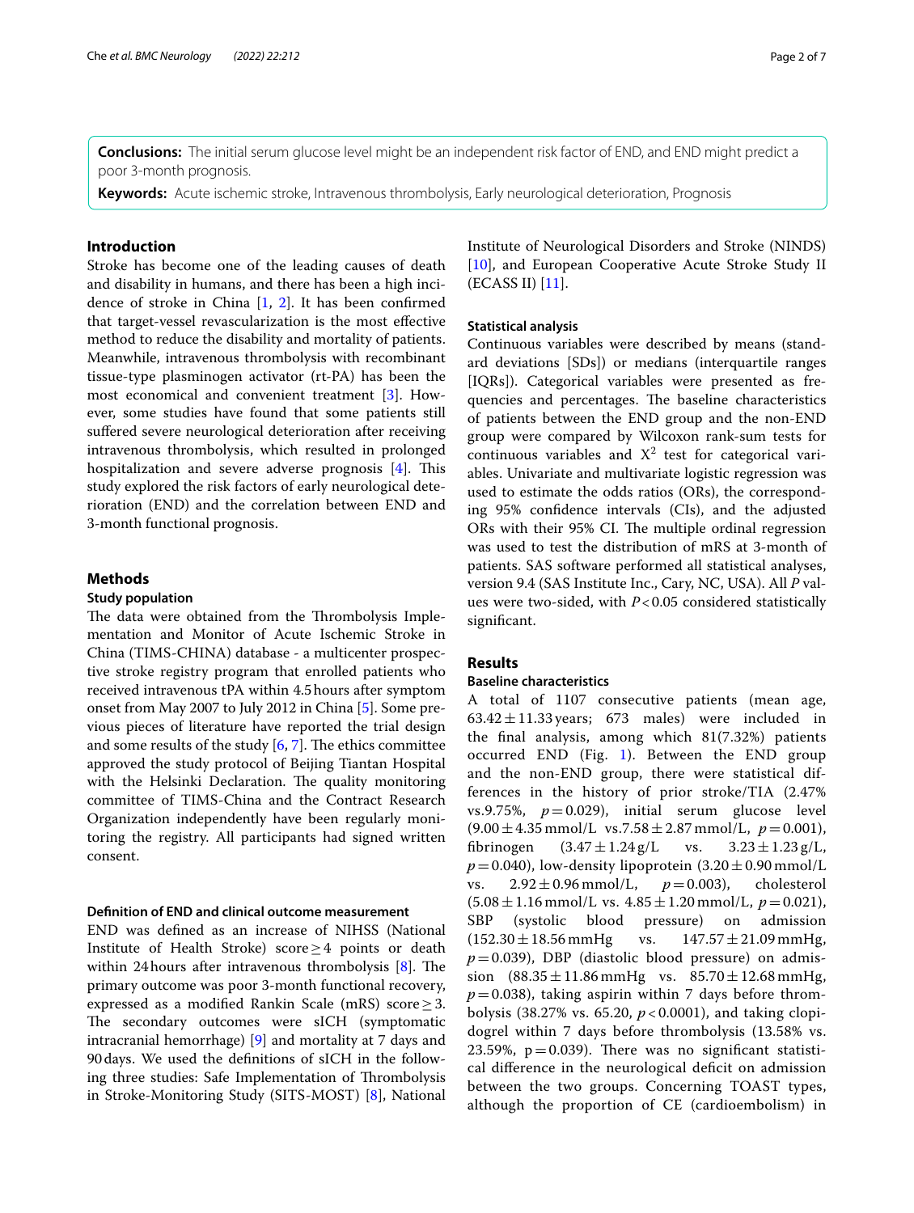**Conclusions:** The initial serum glucose level might be an independent risk factor of END, and END might predict a poor 3-month prognosis.

**Keywords:** Acute ischemic stroke, Intravenous thrombolysis, Early neurological deterioration, Prognosis

## Introduction

Stroke has become one of the leading causes of death and disability in humans, and there has been a high incidence of stroke in China [1, 2]. It has been confirmed that target-vessel revascularization is the most effective method to reduce the disability and mortality of patients. Meanwhile, intravenous thrombolysis with recombinant tissue-type plasminogen activator (rt-PA) has been the most economical and convenient treatment [3]. However, some studies have found that some patients still suffered severe neurological deterioration after receiving intravenous thrombolysis, which resulted in prolonged hospitalization and severe adverse prognosis [4]. This study explored the risk factors of early neurological deterioration (END) and the correlation between END and 3-month functional prognosis.

## Methods

### Study population

The data were obtained from the Thrombolysis Implementation and Monitor of Acute Ischemic Stroke in China (TIMS-CHINA) database - a multicenter prospective stroke registry program that enrolled patients who received intravenous tPA within 4.5 hours after symptom onset from May 2007 to July 2012 in China [5]. Some previous pieces of literature have reported the trial design and some results of the study [6, 7]. The ethics committee approved the study protocol of Beijing Tiantan Hospital with the Helsinki Declaration. The quality monitoring committee of TIMS-China and the Contract Research Organization independently have been regularly monitoring the registry. All participants had signed written consent.

### Definition of END and clinical outcome measurement

END was defined as an increase of NIHSS (National Institute of Health Stroke) score ≥ 4 points or death within 24 hours after intravenous thrombolysis [8]. The primary outcome was poor 3-month functional recovery, expressed as a modified Rankin Scale (mRS) score ≥ 3. The secondary outcomes were sICH (symptomatic intracranial hemorrhage) [9] and mortality at 7 days and 90 days. We used the definitions of sICH in the following three studies: Safe Implementation of Thrombolysis in Stroke-Monitoring Study (SITS-MOST) [8], National Institute of Neurological Disorders and Stroke (NINDS) [10], and European Cooperative Acute Stroke Study II (ECASS II) [11].

### Statistical analysis

Continuous variables were described by means (standard deviations [SDs]) or medians (interquartile ranges [IQRs]). Categorical variables were presented as frequencies and percentages. The baseline characteristics of patients between the END group and the non-END group were compared by Wilcoxon rank-sum tests for continuous variables and $X^2$ test for categorical variables. Univariate and multivariate logistic regression was used to estimate the odds ratios (ORs), the corresponding 95% confidence intervals (CIs), and the adjusted ORs with their 95% CI. The multiple ordinal regression was used to test the distribution of mRS at 3-month of patients. SAS software performed all statistical analyses, version 9.4 (SAS Institute Inc., Cary, NC, USA). All *P* values were two-sided, with $P < 0.05$ considered statistically significant.

## Results

### Baseline characteristics

A total of 1107 consecutive patients (mean age, 63.42 ± 11.33 years; 673 males) were included in the final analysis, among which 81(7.32%) patients occurred END (Fig. 1). Between the END group and the non-END group, there were statistical differences in the history of prior stroke/TIA (2.47% vs.9.75%, $p = 0.029$), initial serum glucose level (9.00 ± 4.35 mmol/L vs.7.58 ± 2.87 mmol/L, $p = 0.001$), fibrinogen (3.47 ± 1.24 g/L vs. 3.23 ± 1.23 g/L, $p = 0.040$), low-density lipoprotein (3.20 ± 0.90 mmol/L vs. 2.92 ± 0.96 mmol/L, $p = 0.003$), cholesterol (5.08 ± 1.16 mmol/L vs. 4.85 ± 1.20 mmol/L, $p = 0.021$), SBP (systolic blood pressure) on admission (152.30 ± 18.56 mmHg vs. 147.57 ± 21.09 mmHg, $p = 0.039$), DBP (diastolic blood pressure) on admission (88.35 ± 11.86 mmHg vs. 85.70 ± 12.68 mmHg, $p = 0.038$), taking aspirin within 7 days before thrombolysis (38.27% vs. 65.20, $p < 0.0001$), and taking clopidogrel within 7 days before thrombolysis (13.58% vs. 23.59%, $p = 0.039$). There was no significant statistical difference in the neurological deficit on admission between the two groups. Concerning TOAST types, although the proportion of CE (cardioembolism) in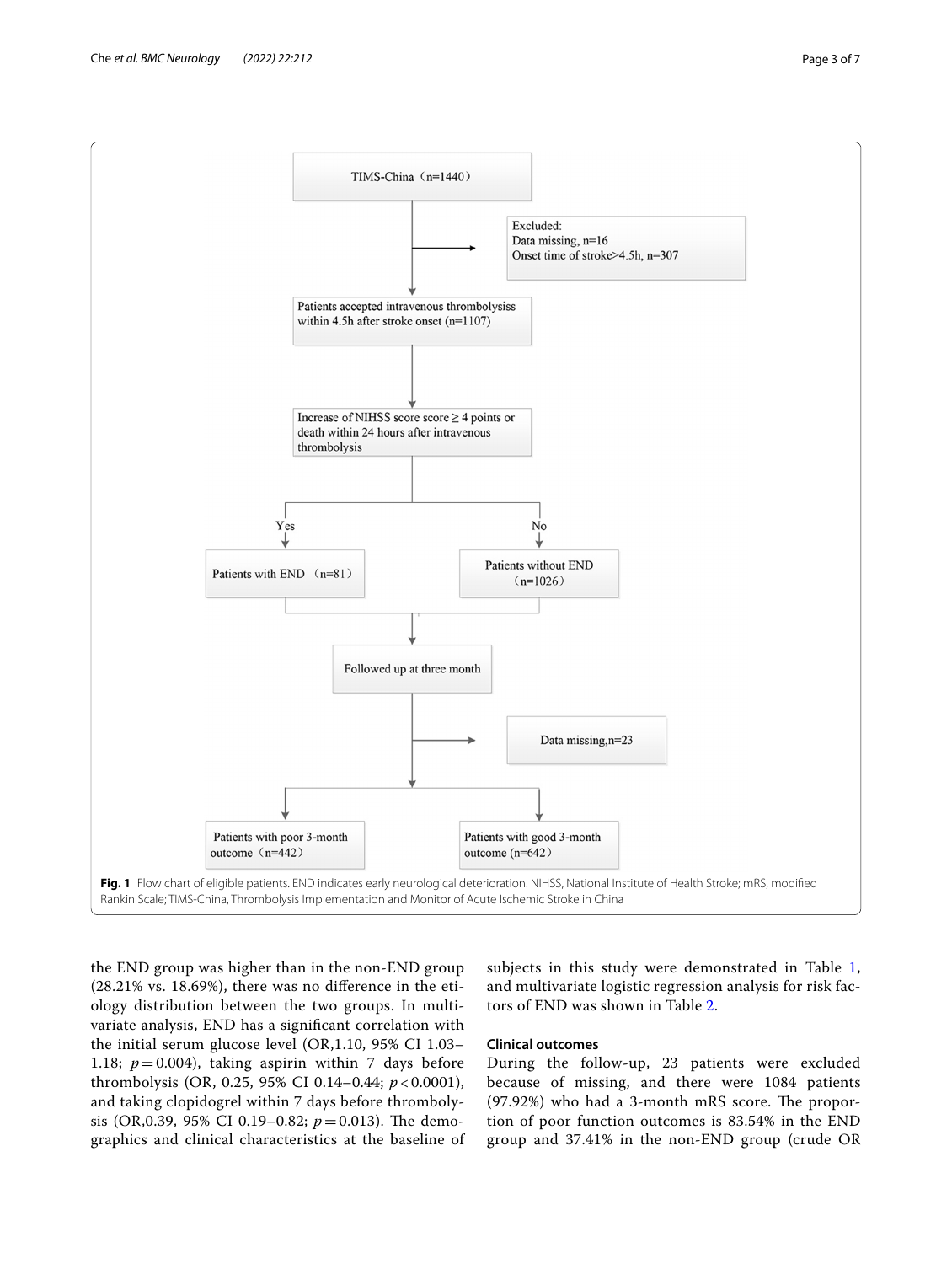TIMS-China (n=1440)

Excluded:
Data missing, n=16
Onset time of stroke>4.5h, n=307

Patients accepted intravenous thrombolysiss within 4.5h after stroke onset (n=1107)

Increase of NIHSS score score ≥ 4 points or death within 24 hours after intravenous thrombolysis

Yes → Patients with END (n=81)

No → Patients without END (n=1026)

Followed up at three month

Data missing, n=23

Patients with poor 3-month outcome (n=442)

Patients with good 3-month outcome (n=642)

**Fig. 1** Flow chart of eligible patients. END indicates early neurological deterioration. NIHSS, National Institute of Health Stroke; mRS, modified Rankin Scale; TIMS-China, Thrombolysis Implementation and Monitor of Acute Ischemic Stroke in China

the END group was higher than in the non-END group (28.21% vs. 18.69%), there was no difference in the etiology distribution between the two groups. In multivariate analysis, END has a significant correlation with the initial serum glucose level (OR,1.10, 95% CI 1.03–1.18; $p = 0.004$), taking aspirin within 7 days before thrombolysis (OR, 0.25, 95% CI 0.14–0.44; $p < 0.0001$), and taking clopidogrel within 7 days before thrombolysis (OR,0.39, 95% CI 0.19–0.82; $p = 0.013$). The demographics and clinical characteristics at the baseline of subjects in this study were demonstrated in Table 1, and multivariate logistic regression analysis for risk factors of END was shown in Table 2.

### Clinical outcomes

During the follow-up, 23 patients were excluded because of missing, and there were 1084 patients (97.92%) who had a 3-month mRS score. The proportion of poor function outcomes is 83.54% in the END group and 37.41% in the non-END group (crude OR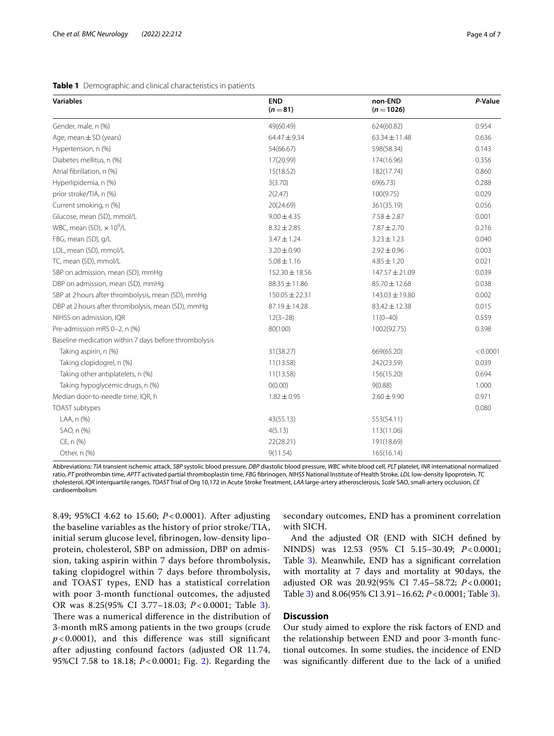**Table 1** Demographic and clinical characteristics in patients

| Variables | END ($n=81$) | non-END ($n=1026$) | *P*-Value |
|---|---|---|---|
| Gender, male, n (%) | 49(60.49) | 624(60.82) | 0.954 |
| Age, mean ± SD (years) | 64.47 ± 9.34 | 63.34 ± 11.48 | 0.636 |
| Hypertension, n (%) | 54(66.67) | 598(58.34) | 0.143 |
| Diabetes mellitus, n (%) | 17(20.99) | 174(16.96) | 0.356 |
| Atrial fibrillation, n (%) | 15(18.52) | 182(17.74) | 0.860 |
| Hyperlipidemia, n (%) | 3(3.70) | 69(6.73) | 0.288 |
| prior stroke/TIA, n (%) | 2(2.47) | 100(9.75) | 0.029 |
| Current smoking, n (%) | 20(24.69) | 361(35.19) | 0.056 |
| Glucose, mean (SD), mmol/L | 9.00 ± 4.35 | 7.58 ± 2.87 | 0.001 |
| WBC, mean (SD), $\times 10^9$/L | 8.32 ± 2.85 | 7.87 ± 2.70 | 0.216 |
| FBG, mean (SD), g/L | 3.47 ± 1.24 | 3.23 ± 1.23 | 0.040 |
| LDL, mean (SD), mmol/L | 3.20 ± 0.90 | 2.92 ± 0.96 | 0.003 |
| TC, mean (SD), mmol/L | 5.08 ± 1.16 | 4.85 ± 1.20 | 0.021 |
| SBP on admission, mean (SD), mmHg | 152.30 ± 18.56 | 147.57 ± 21.09 | 0.039 |
| DBP on admission, mean (SD), mmHg | 88.35 ± 11.86 | 85.70 ± 12.68 | 0.038 |
| SBP at 2 hours after thrombolysis, mean (SD), mmHg | 150.05 ± 22.31 | 143.03 ± 19.80 | 0.002 |
| DBP at 2 hours after thrombolysis, mean (SD), mmHg | 87.19 ± 14.28 | 83.42 ± 12.38 | 0.015 |
| NIHSS on admission, IQR | 12(3–28) | 11(0–40) | 0.559 |
| Pre-admission mRS 0–2, n (%) | 80(100) | 1002(92.75) | 0.398 |
| Baseline medication within 7 days before thrombolysis | | | |
| Taking aspirin, n (%) | 31(38.27) | 669(65.20) | < 0.0001 |
| Taking clopidogrel, n (%) | 11(13.58) | 242(23.59) | 0.039 |
| Taking other antiplatelets, n (%) | 11(13.58) | 156(15.20) | 0.694 |
| Taking hypoglycemic drugs, n (%) | 0(0.00) | 9(0.88) | 1.000 |
| Median door-to-needle time, IQR, h | 1.82 ± 0.95 | 2.60 ± 9.90 | 0.971 |
| TOAST subtypes | | | 0.080 |
| LAA, n (%) | 43(55.13) | 553(54.11) | |
| SAO, n (%) | 4(5.13) | 113(11.06) | |
| CE, n (%) | 22(28.21) | 191(18.69) | |
| Other, n (%) | 9(11.54) | 165(16.14) | |

Abbreviations: *TIA* transient ischemic attack, *SBP* systolic blood pressure, *DBP* diastolic blood pressure, *WBC* white blood cell, *PLT* platelet, *INR* international normalized ratio, *PT* prothrombin time, *APTT* activated partial thromboplastin time, *FBG* fibrinogen, *NIHSS* National Institute of Health Stroke, *LDL* low-density lipoprotein, *TC* cholesterol, *IQR* interquartile ranges, *TOAST* Trial of Org 10,172 in Acute Stroke Treatment, *LAA* large-artery atherosclerosis, *Scale* SAO, small-artery occlusion, *CE* cardioembolism

8.49; 95%CI 4.62 to 15.60; $P<0.0001$). After adjusting the baseline variables as the history of prior stroke/TIA, initial serum glucose level, fibrinogen, low-density lipoprotein, cholesterol, SBP on admission, DBP on admission, taking aspirin within 7 days before thrombolysis, taking clopidogrel within 7 days before thrombolysis, and TOAST types, END has a statistical correlation with poor 3-month functional outcomes, the adjusted OR was 8.25(95% CI 3.77–18.03; $P<0.0001$; Table 3). There was a numerical difference in the distribution of 3-month mRS among patients in the two groups (crude $p<0.0001$), and this difference was still significant after adjusting confound factors (adjusted OR 11.74, 95%CI 7.58 to 18.18; $P<0.0001$; Fig. 2). Regarding the secondary outcomes, END has a prominent correlation with SICH.

And the adjusted OR (END with SICH defined by NINDS) was 12.53 (95% CI 5.15–30.49; $P<0.0001$; Table 3). Meanwhile, END has a significant correlation with mortality at 7 days and mortality at 90 days, the adjusted OR was 20.92(95% CI 7.45–58.72; $P<0.0001$; Table 3) and 8.06(95% CI 3.91–16.62; $P<0.0001$; Table 3).

## Discussion

Our study aimed to explore the risk factors of END and the relationship between END and poor 3-month functional outcomes. In some studies, the incidence of END was significantly different due to the lack of a unified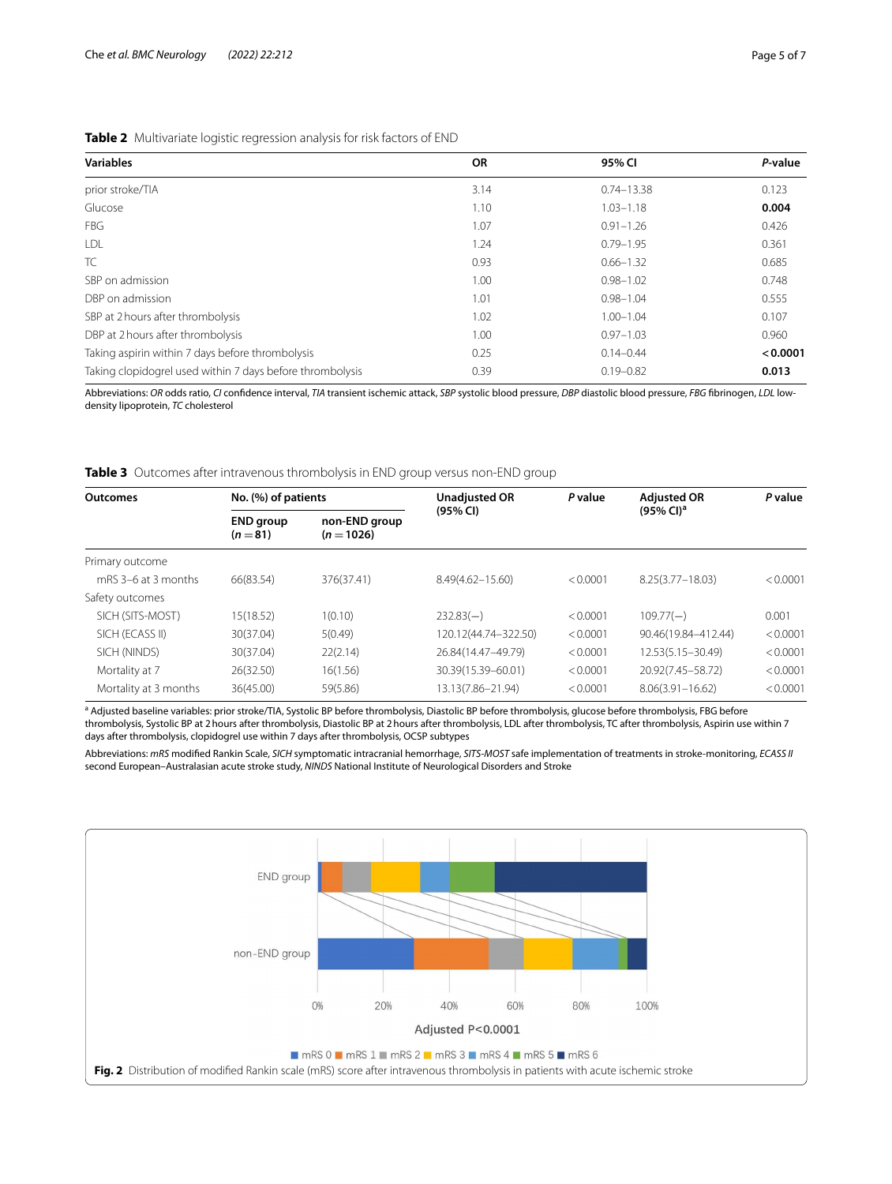**Table 2** Multivariate logistic regression analysis for risk factors of END

| Variables | OR | 95% CI | *P*-value |
|---|---|---|---|
| prior stroke/TIA | 3.14 | 0.74–13.38 | 0.123 |
| Glucose | 1.10 | 1.03–1.18 | **0.004** |
| FBG | 1.07 | 0.91–1.26 | 0.426 |
| LDL | 1.24 | 0.79–1.95 | 0.361 |
| TC | 0.93 | 0.66–1.32 | 0.685 |
| SBP on admission | 1.00 | 0.98–1.02 | 0.748 |
| DBP on admission | 1.01 | 0.98–1.04 | 0.555 |
| SBP at 2 hours after thrombolysis | 1.02 | 1.00–1.04 | 0.107 |
| DBP at 2 hours after thrombolysis | 1.00 | 0.97–1.03 | 0.960 |
| Taking aspirin within 7 days before thrombolysis | 0.25 | 0.14–0.44 | **< 0.0001** |
| Taking clopidogrel used within 7 days before thrombolysis | 0.39 | 0.19–0.82 | **0.013** |

Abbreviations: *OR* odds ratio, *CI* confidence interval, *TIA* transient ischemic attack, *SBP* systolic blood pressure, *DBP* diastolic blood pressure, *FBG* fibrinogen, *LDL* low-density lipoprotein, *TC* cholesterol

**Table 3** Outcomes after intravenous thrombolysis in END group versus non-END group

| Outcomes | No. (%) of patients | | Unadjusted OR (95% CI) | *P* value | Adjusted OR (95% CI)[a] | *P* value |
|---|---|---|---|---|---|---|
| | END group (*n* = 81) | non-END group (*n* = 1026) | | | | |
| Primary outcome | | | | | | |
| mRS 3–6 at 3 months | 66(83.54) | 376(37.41) | 8.49(4.62–15.60) | < 0.0001 | 8.25(3.77–18.03) | < 0.0001 |
| Safety outcomes | | | | | | |
| SICH (SITS-MOST) | 15(18.52) | 1(0.10) | 232.83(—) | < 0.0001 | 109.77(—) | 0.001 |
| SICH (ECASS II) | 30(37.04) | 5(0.49) | 120.12(44.74–322.50) | < 0.0001 | 90.46(19.84–412.44) | < 0.0001 |
| SICH (NINDS) | 30(37.04) | 22(2.14) | 26.84(14.47–49.79) | < 0.0001 | 12.53(5.15–30.49) | < 0.0001 |
| Mortality at 7 | 26(32.50) | 16(1.56) | 30.39(15.39–60.01) | < 0.0001 | 20.92(7.45–58.72) | < 0.0001 |
| Mortality at 3 months | 36(45.00) | 59(5.86) | 13.13(7.86–21.94) | < 0.0001 | 8.06(3.91–16.62) | < 0.0001 |

[a] Adjusted baseline variables: prior stroke/TIA, Systolic BP before thrombolysis, Diastolic BP before thrombolysis, glucose before thrombolysis, FBG before thrombolysis, Systolic BP at 2 hours after thrombolysis, Diastolic BP at 2 hours after thrombolysis, LDL after thrombolysis, TC after thrombolysis, Aspirin use within 7 days after thrombolysis, clopidogrel use within 7 days after thrombolysis, OCSP subtypes

Abbreviations: *mRS* modified Rankin Scale, *SICH* symptomatic intracranial hemorrhage, *SITS-MOST* safe implementation of treatments in stroke-monitoring, *ECASS II* second European–Australasian acute stroke study, *NINDS* National Institute of Neurological Disorders and Stroke

**Fig. 2** Distribution of modified Rankin scale (mRS) score after intravenous thrombolysis in patients with acute ischemic stroke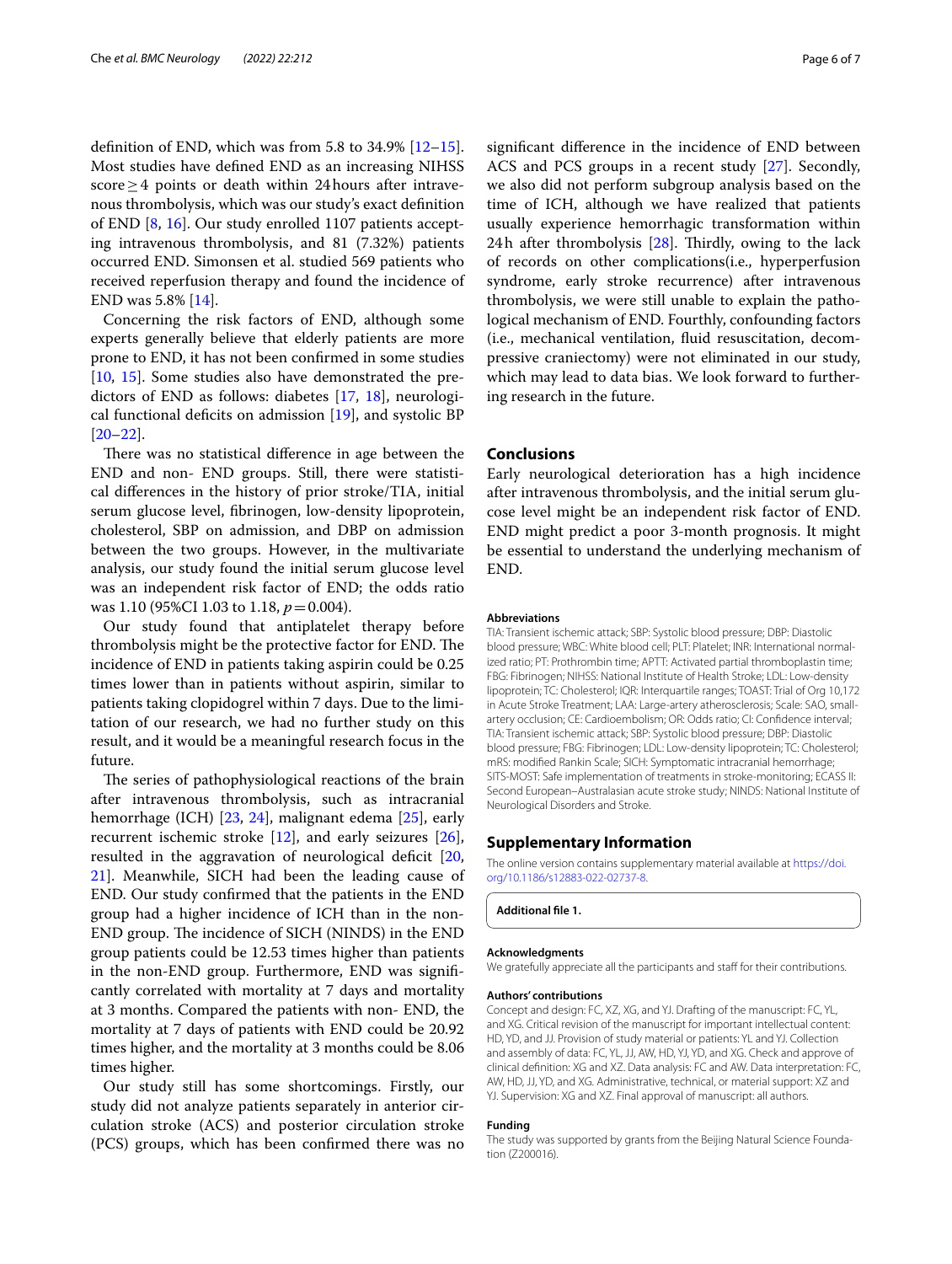definition of END, which was from 5.8 to 34.9% [12–15]. Most studies have defined END as an increasing NIHSS score ≥ 4 points or death within 24 hours after intravenous thrombolysis, which was our study's exact definition of END [8, 16]. Our study enrolled 1107 patients accepting intravenous thrombolysis, and 81 (7.32%) patients occurred END. Simonsen et al. studied 569 patients who received reperfusion therapy and found the incidence of END was 5.8% [14].

Concerning the risk factors of END, although some experts generally believe that elderly patients are more prone to END, it has not been confirmed in some studies [10, 15]. Some studies also have demonstrated the predictors of END as follows: diabetes [17, 18], neurological functional deficits on admission [19], and systolic BP [20–22].

There was no statistical difference in age between the END and non- END groups. Still, there were statistical differences in the history of prior stroke/TIA, initial serum glucose level, fibrinogen, low-density lipoprotein, cholesterol, SBP on admission, and DBP on admission between the two groups. However, in the multivariate analysis, our study found the initial serum glucose level was an independent risk factor of END; the odds ratio was 1.10 (95%CI 1.03 to 1.18, $p = 0.004$).

Our study found that antiplatelet therapy before thrombolysis might be the protective factor for END. The incidence of END in patients taking aspirin could be 0.25 times lower than in patients without aspirin, similar to patients taking clopidogrel within 7 days. Due to the limitation of our research, we had no further study on this result, and it would be a meaningful research focus in the future.

The series of pathophysiological reactions of the brain after intravenous thrombolysis, such as intracranial hemorrhage (ICH) [23, 24], malignant edema [25], early recurrent ischemic stroke [12], and early seizures [26], resulted in the aggravation of neurological deficit [20, 21]. Meanwhile, SICH had been the leading cause of END. Our study confirmed that the patients in the END group had a higher incidence of ICH than in the non-END group. The incidence of SICH (NINDS) in the END group patients could be 12.53 times higher than patients in the non-END group. Furthermore, END was significantly correlated with mortality at 7 days and mortality at 3 months. Compared the patients with non- END, the mortality at 7 days of patients with END could be 20.92 times higher, and the mortality at 3 months could be 8.06 times higher.

Our study still has some shortcomings. Firstly, our study did not analyze patients separately in anterior circulation stroke (ACS) and posterior circulation stroke (PCS) groups, which has been confirmed there was no significant difference in the incidence of END between ACS and PCS groups in a recent study [27]. Secondly, we also did not perform subgroup analysis based on the time of ICH, although we have realized that patients usually experience hemorrhagic transformation within 24 h after thrombolysis [28]. Thirdly, owing to the lack of records on other complications(i.e., hyperperfusion syndrome, early stroke recurrence) after intravenous thrombolysis, we were still unable to explain the pathological mechanism of END. Fourthly, confounding factors (i.e., mechanical ventilation, fluid resuscitation, decompressive craniectomy) were not eliminated in our study, which may lead to data bias. We look forward to furthering research in the future.

## Conclusions

Early neurological deterioration has a high incidence after intravenous thrombolysis, and the initial serum glucose level might be an independent risk factor of END. END might predict a poor 3-month prognosis. It might be essential to understand the underlying mechanism of END.

#### Abbreviations

TIA: Transient ischemic attack; SBP: Systolic blood pressure; DBP: Diastolic blood pressure; WBC: White blood cell; PLT: Platelet; INR: International normalized ratio; PT: Prothrombin time; APTT: Activated partial thromboplastin time; FBG: Fibrinogen; NIHSS: National Institute of Health Stroke; LDL: Low-density lipoprotein; TC: Cholesterol; IQR: Interquartile ranges; TOAST: Trial of Org 10,172 in Acute Stroke Treatment; LAA: Large-artery atherosclerosis; Scale: SAO, small-artery occlusion; CE: Cardioembolism; OR: Odds ratio; CI: Confidence interval; TIA: Transient ischemic attack; SBP: Systolic blood pressure; DBP: Diastolic blood pressure; FBG: Fibrinogen; LDL: Low-density lipoprotein; TC: Cholesterol; mRS: modified Rankin Scale; SICH: Symptomatic intracranial hemorrhage; SITS-MOST: Safe implementation of treatments in stroke-monitoring; ECASS II: Second European–Australasian acute stroke study; NINDS: National Institute of Neurological Disorders and Stroke.

## Supplementary Information

The online version contains supplementary material available at https://doi.org/10.1186/s12883-022-02737-8.

**Additional file 1.**

#### Acknowledgments

We gratefully appreciate all the participants and staff for their contributions.

#### Authors' contributions

Concept and design: FC, XZ, XG, and YJ. Drafting of the manuscript: FC, YL, and XG. Critical revision of the manuscript for important intellectual content: HD, YD, and JJ. Provision of study material or patients: YL and YJ. Collection and assembly of data: FC, YL, JJ, AW, HD, YJ, YD, and XG. Check and approve of clinical definition: XG and XZ. Data analysis: FC and AW. Data interpretation: FC, AW, HD, JJ, YD, and XG. Administrative, technical, or material support: XZ and YJ. Supervision: XG and XZ. Final approval of manuscript: all authors.

#### Funding

The study was supported by grants from the Beijing Natural Science Foundation (Z200016).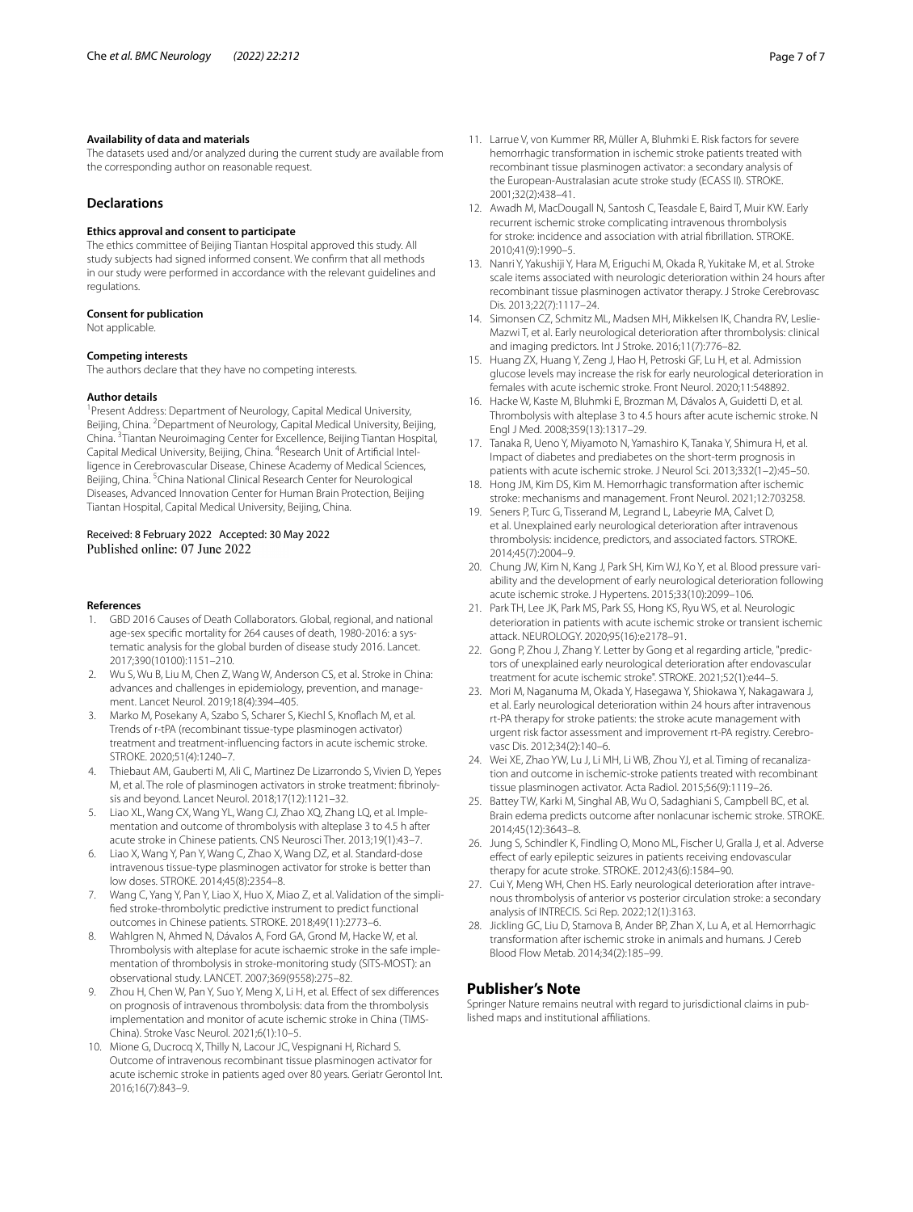#### Availability of data and materials

The datasets used and/or analyzed during the current study are available from the corresponding author on reasonable request.

## Declarations

#### Ethics approval and consent to participate

The ethics committee of Beijing Tiantan Hospital approved this study. All study subjects had signed informed consent. We confirm that all methods in our study were performed in accordance with the relevant guidelines and regulations.

#### Consent for publication

Not applicable.

#### Competing interests

The authors declare that they have no competing interests.

#### Author details

[1]Present Address: Department of Neurology, Capital Medical University, Beijing, China. [2]Department of Neurology, Capital Medical University, Beijing, China. [3]Tiantan Neuroimaging Center for Excellence, Beijing Tiantan Hospital, Capital Medical University, Beijing, China. [4]Research Unit of Artificial Intelligence in Cerebrovascular Disease, Chinese Academy of Medical Sciences, Beijing, China. [5]China National Clinical Research Center for Neurological Diseases, Advanced Innovation Center for Human Brain Protection, Beijing Tiantan Hospital, Capital Medical University, Beijing, China.

Received: 8 February 2022 Accepted: 30 May 2022
Published online: 07 June 2022

#### References

1. GBD 2016 Causes of Death Collaborators. Global, regional, and national age-sex specific mortality for 264 causes of death, 1980-2016: a systematic analysis for the global burden of disease study 2016. Lancet. 2017;390(10100):1151–210.
2. Wu S, Wu B, Liu M, Chen Z, Wang W, Anderson CS, et al. Stroke in China: advances and challenges in epidemiology, prevention, and management. Lancet Neurol. 2019;18(4):394–405.
3. Marko M, Posekany A, Szabo S, Scharer S, Kiechl S, Knoflach M, et al. Trends of r-tPA (recombinant tissue-type plasminogen activator) treatment and treatment-influencing factors in acute ischemic stroke. STROKE. 2020;51(4):1240–7.
4. Thiebaut AM, Gauberti M, Ali C, Martinez De Lizarrondo S, Vivien D, Yepes M, et al. The role of plasminogen activators in stroke treatment: fibrinolysis and beyond. Lancet Neurol. 2018;17(12):1121–32.
5. Liao XL, Wang CX, Wang YL, Wang CJ, Zhao XQ, Zhang LQ, et al. Implementation and outcome of thrombolysis with alteplase 3 to 4.5 h after acute stroke in Chinese patients. CNS Neurosci Ther. 2013;19(1):43–7.
6. Liao X, Wang Y, Pan Y, Wang C, Zhao X, Wang DZ, et al. Standard-dose intravenous tissue-type plasminogen activator for stroke is better than low doses. STROKE. 2014;45(8):2354–8.
7. Wang C, Yang Y, Pan Y, Liao X, Huo X, Miao Z, et al. Validation of the simplified stroke-thrombolytic predictive instrument to predict functional outcomes in Chinese patients. STROKE. 2018;49(11):2773–6.
8. Wahlgren N, Ahmed N, Dávalos A, Ford GA, Grond M, Hacke W, et al. Thrombolysis with alteplase for acute ischaemic stroke in the safe implementation of thrombolysis in stroke-monitoring study (SITS-MOST): an observational study. LANCET. 2007;369(9558):275–82.
9. Zhou H, Chen W, Pan Y, Suo Y, Meng X, Li H, et al. Effect of sex differences on prognosis of intravenous thrombolysis: data from the thrombolysis implementation and monitor of acute ischemic stroke in China (TIMS-China). Stroke Vasc Neurol. 2021;6(1):10–5.
10. Mione G, Ducrocq X, Thilly N, Lacour JC, Vespignani H, Richard S. Outcome of intravenous recombinant tissue plasminogen activator for acute ischemic stroke in patients aged over 80 years. Geriatr Gerontol Int. 2016;16(7):843–9.
11. Larrue V, von Kummer RR, Müller A, Bluhmki E. Risk factors for severe hemorrhagic transformation in ischemic stroke patients treated with recombinant tissue plasminogen activator: a secondary analysis of the European-Australasian acute stroke study (ECASS II). STROKE. 2001;32(2):438–41.
12. Awadh M, MacDougall N, Santosh C, Teasdale E, Baird T, Muir KW. Early recurrent ischemic stroke complicating intravenous thrombolysis for stroke: incidence and association with atrial fibrillation. STROKE. 2010;41(9):1990–5.
13. Nanri Y, Yakushiji Y, Hara M, Eriguchi M, Okada R, Yukitake M, et al. Stroke scale items associated with neurologic deterioration within 24 hours after recombinant tissue plasminogen activator therapy. J Stroke Cerebrovasc Dis. 2013;22(7):1117–24.
14. Simonsen CZ, Schmitz ML, Madsen MH, Mikkelsen IK, Chandra RV, Leslie-Mazwi T, et al. Early neurological deterioration after thrombolysis: clinical and imaging predictors. Int J Stroke. 2016;11(7):776–82.
15. Huang ZX, Huang Y, Zeng J, Hao H, Petroski GF, Lu H, et al. Admission glucose levels may increase the risk for early neurological deterioration in females with acute ischemic stroke. Front Neurol. 2020;11:548892.
16. Hacke W, Kaste M, Bluhmki E, Brozman M, Dávalos A, Guidetti D, et al. Thrombolysis with alteplase 3 to 4.5 hours after acute ischemic stroke. N Engl J Med. 2008;359(13):1317–29.
17. Tanaka R, Ueno Y, Miyamoto N, Yamashiro K, Tanaka Y, Shimura H, et al. Impact of diabetes and prediabetes on the short-term prognosis in patients with acute ischemic stroke. J Neurol Sci. 2013;332(1–2):45–50.
18. Hong JM, Kim DS, Kim M. Hemorrhagic transformation after ischemic stroke: mechanisms and management. Front Neurol. 2021;12:703258.
19. Seners P, Turc G, Tisserand M, Legrand L, Labeyrie MA, Calvet D, et al. Unexplained early neurological deterioration after intravenous thrombolysis: incidence, predictors, and associated factors. STROKE. 2014;45(7):2004–9.
20. Chung JW, Kim N, Kang J, Park SH, Kim WJ, Ko Y, et al. Blood pressure variability and the development of early neurological deterioration following acute ischemic stroke. J Hypertens. 2015;33(10):2099–106.
21. Park TH, Lee JK, Park MS, Park SS, Hong KS, Ryu WS, et al. Neurologic deterioration in patients with acute ischemic stroke or transient ischemic attack. NEUROLOGY. 2020;95(16):e2178–91.
22. Gong P, Zhou J, Zhang Y. Letter by Gong et al regarding article, "predictors of unexplained early neurological deterioration after endovascular treatment for acute ischemic stroke". STROKE. 2021;52(1):e44–5.
23. Mori M, Naganuma M, Okada Y, Hasegawa Y, Shiokawa Y, Nakagawara J, et al. Early neurological deterioration within 24 hours after intravenous rt-PA therapy for stroke patients: the stroke acute management with urgent risk factor assessment and improvement rt-PA registry. Cerebrovasc Dis. 2012;34(2):140–6.
24. Wei XE, Zhao YW, Lu J, Li MH, Li WB, Zhou YJ, et al. Timing of recanalization and outcome in ischemic-stroke patients treated with recombinant tissue plasminogen activator. Acta Radiol. 2015;56(9):1119–26.
25. Battey TW, Karki M, Singhal AB, Wu O, Sadaghiani S, Campbell BC, et al. Brain edema predicts outcome after nonlacunar ischemic stroke. STROKE. 2014;45(12):3643–8.
26. Jung S, Schindler K, Findling O, Mono ML, Fischer U, Gralla J, et al. Adverse effect of early epileptic seizures in patients receiving endovascular therapy for acute stroke. STROKE. 2012;43(6):1584–90.
27. Cui Y, Meng WH, Chen HS. Early neurological deterioration after intravenous thrombolysis of anterior vs posterior circulation stroke: a secondary analysis of INTRECIS. Sci Rep. 2022;12(1):3163.
28. Jickling GC, Liu D, Stamova B, Ander BP, Zhan X, Lu A, et al. Hemorrhagic transformation after ischemic stroke in animals and humans. J Cereb Blood Flow Metab. 2014;34(2):185–99.

## Publisher's Note

Springer Nature remains neutral with regard to jurisdictional claims in published maps and institutional affiliations.